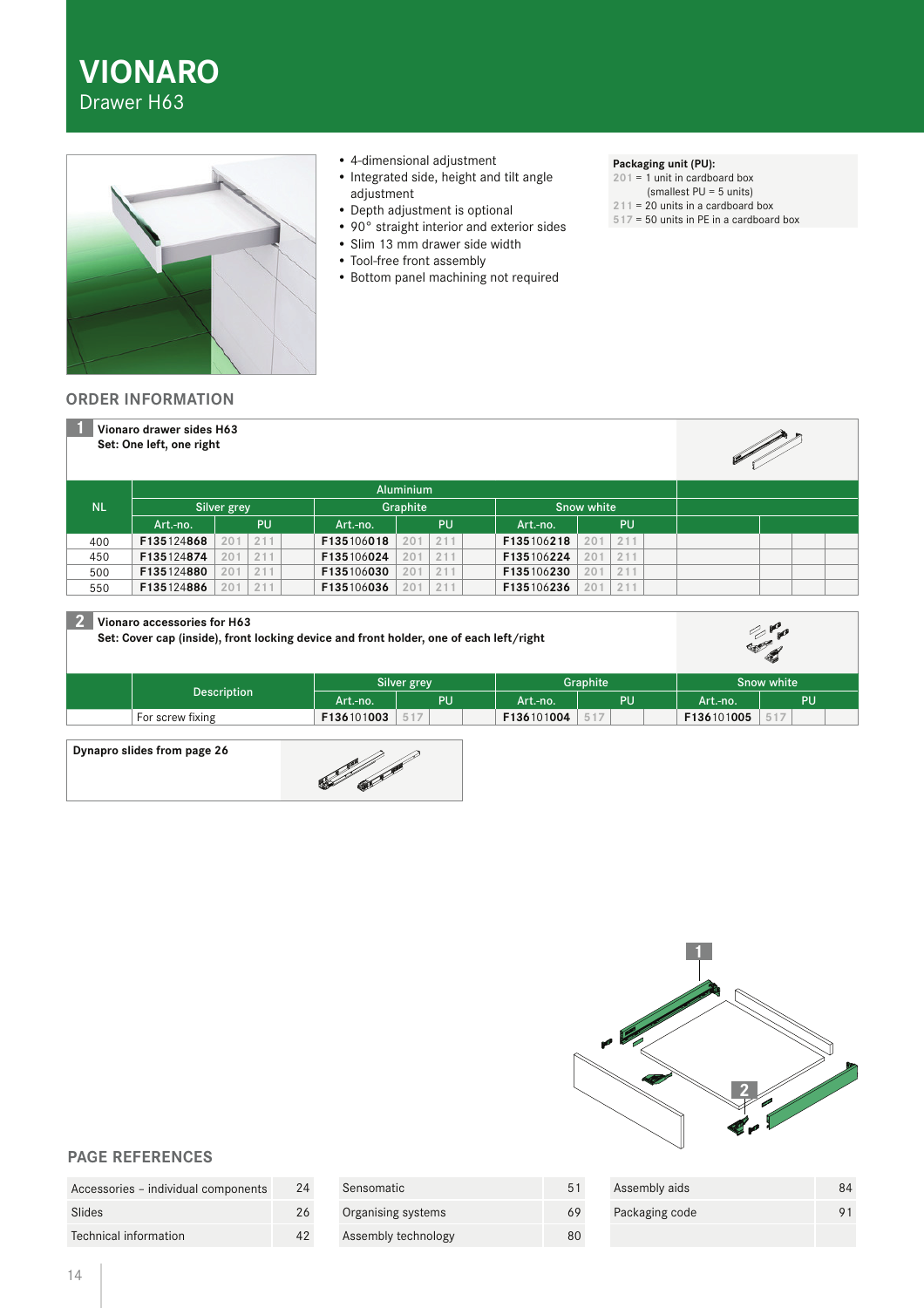# VIONARO

Drawer H63

- 4-dimensional adjustment
- Integrated side, height and tilt angle adjustment
- Depth adjustment is optional
- 90° straight interior and exterior sides
- Slim 13 mm drawer side width
- Tool-free front assembly
- Bottom panel machining not required

**Packaging unit (PU):**
201 = 1 unit in cardboard box (smallest PU = 5 units)
211 = 20 units in a cardboard box
517 = 50 units in PE in a cardboard box

## ORDER INFORMATION

**1 Vionaro drawer sides H63**
**Set: One left, one right**

| NL | Aluminium | | | | | | | | |
|---|---|---|---|---|---|---|---|---|---|
| | Silver grey | | | Graphite | | | Snow white | | |
| | Art.-no. | PU | | Art.-no. | PU | | Art.-no. | PU | |
| 400 | **F135124868** | 201 | 211 | **F135106018** | 201 | 211 | **F135106218** | 201 | 211 |
| 450 | **F135124874** | 201 | 211 | **F135106024** | 201 | 211 | **F135106224** | 201 | 211 |
| 500 | **F135124880** | 201 | 211 | **F135106030** | 201 | 211 | **F135106230** | 201 | 211 |
| 550 | **F135124886** | 201 | 211 | **F135106036** | 201 | 211 | **F135106236** | 201 | 211 |

**2 Vionaro accessories for H63**
**Set: Cover cap (inside), front locking device and front holder, one of each left/right**

| Description | Silver grey | | Graphite | | Snow white | |
|---|---|---|---|---|---|---|
| | Art.-no. | PU | Art.-no. | PU | Art.-no. | PU |
| For screw fixing | **F136101003** | 517 | **F136101004** | 517 | **F136101005** | 517 |

**Dynapro slides from page 26**

## PAGE REFERENCES

| | |
|---|---|
| Accessories – individual components | 24 |
| Slides | 26 |
| Technical information | 42 |
| Sensomatic | 51 |
| Organising systems | 69 |
| Assembly technology | 80 |
| Assembly aids | 84 |
| Packaging code | 91 |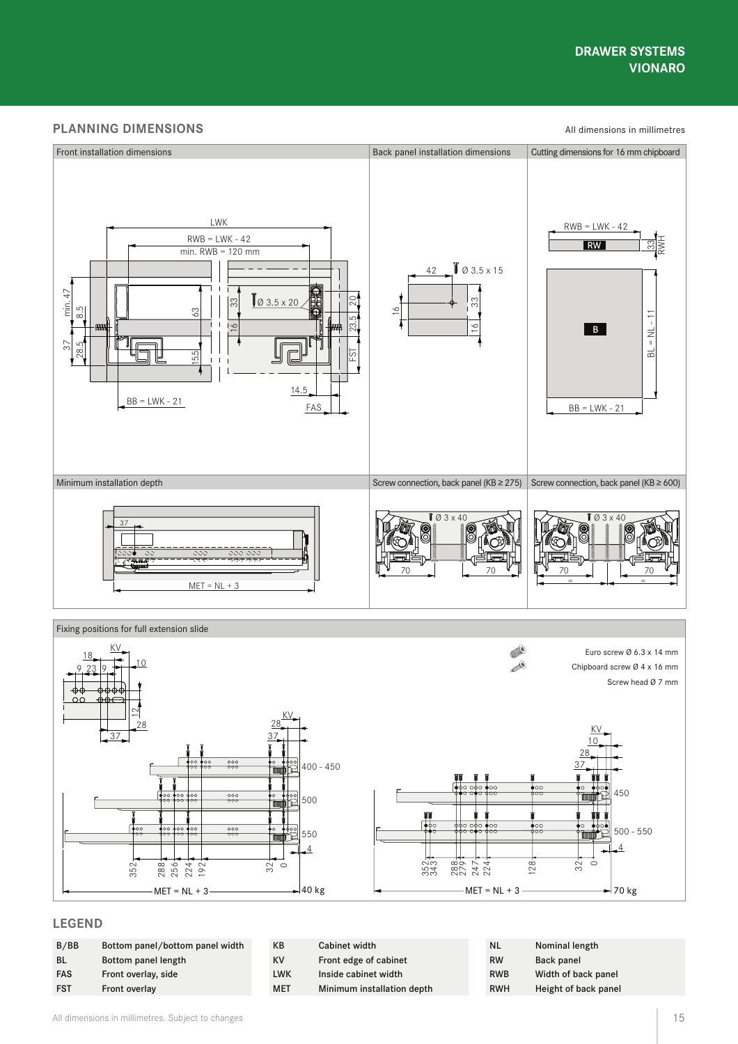## PLANNING DIMENSIONS

All dimensions in millimetres

Front installation dimensions

LWK
RWB = LWK - 42
min. RWB = 120 mm
min. 47
8.5
37
28.5
63
15.5
33
16
Ø 3.5 x 20
20
23.5
FST
14.5
FAS
BB = LWK - 21

Back panel installation dimensions

42
Ø 3.5 x 15
16
33
16

Cutting dimensions for 16 mm chipboard

RWB = LWK - 42
RW
33
RWH
B
BL = NL - 11
BB = LWK - 21

Minimum installation depth

37
MET = NL + 3

Screw connection, back panel (KB ≥ 275)

Ø 3 x 40
70
70

Screw connection, back panel (KB ≥ 600)

Ø 3 x 40
70
70

Fixing positions for full extension slide

Euro screw Ø 6.3 x 14 mm
Chipboard screw Ø 4 x 16 mm
Screw head Ø 7 mm

KV
18
9 23 9
10
12
28
37
28
37
KV
400 - 450
500
550
4
352
288
256
224
192
32
0
MET = NL + 3
40 kg

KV
10
28
37
450
500 - 550
4
352
343
288
279
247
224
128
32
0
MET = NL + 3
70 kg

## LEGEND

| | | | | | |
|---|---|---|---|---|---|
| B/BB | Bottom panel/bottom panel width | KB | Cabinet width | NL | Nominal length |
| BL | Bottom panel length | KV | Front edge of cabinet | RW | Back panel |
| FAS | Front overlay, side | LWK | Inside cabinet width | RWB | Width of back panel |
| FST | Front overlay | MET | Minimum installation depth | RWH | Height of back panel |

All dimensions in millimetres. Subject to changes